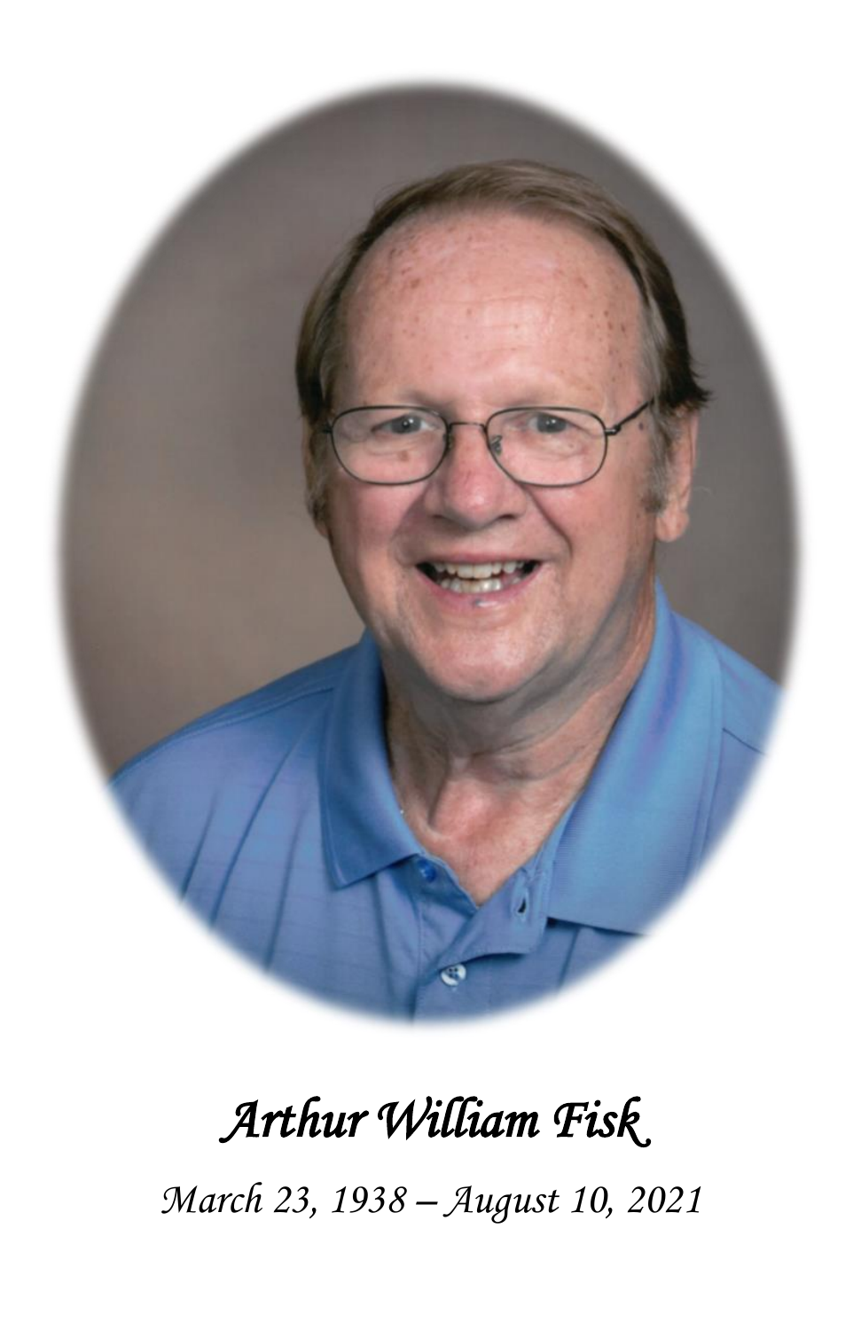*Arthur William Fisk*

*March 23, 1938 – August 10, 2021*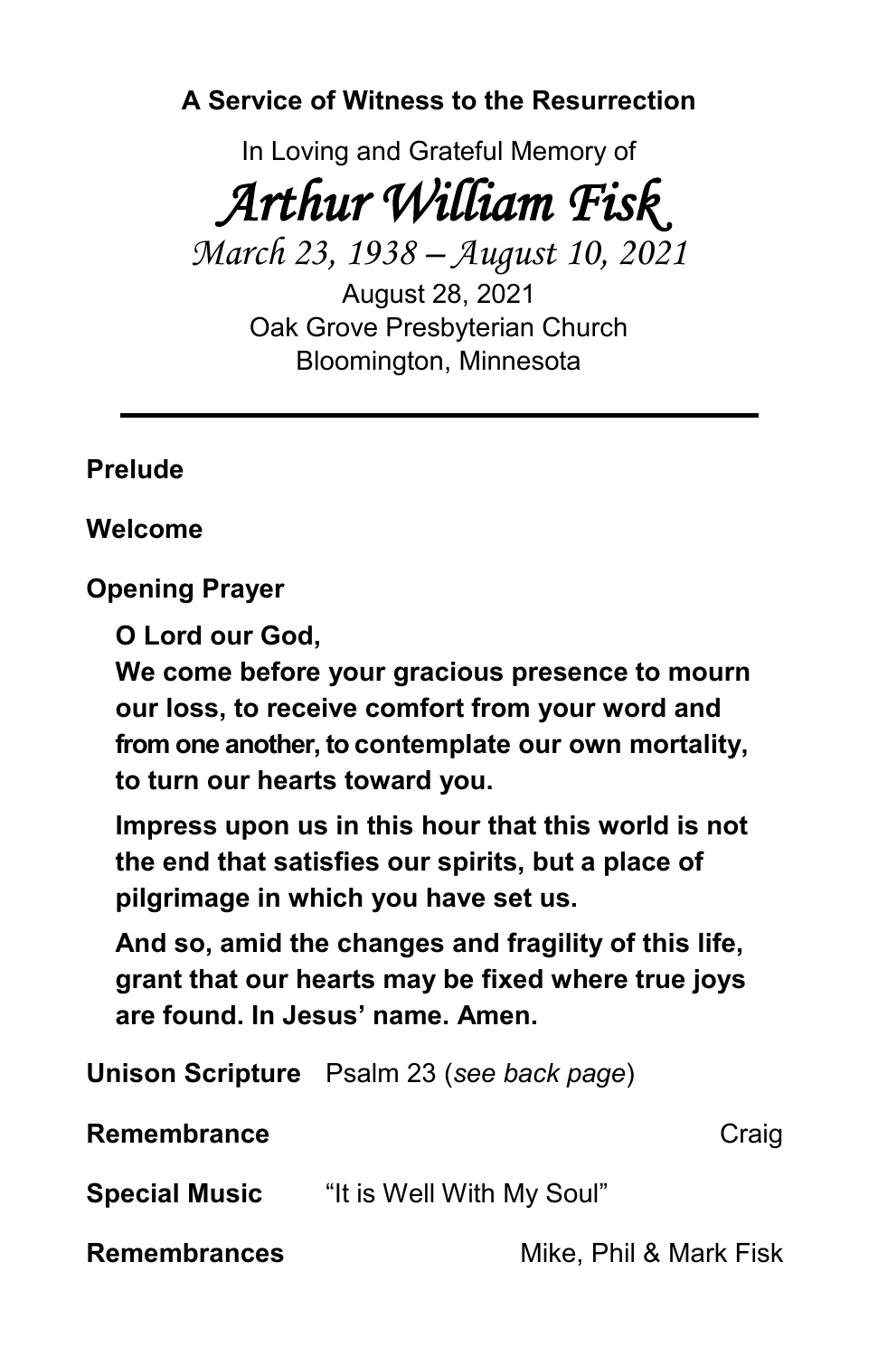**A Service of Witness to the Resurrection**

In Loving and Grateful Memory of

# *Arthur William Fisk*

*March 23, 1938 – August 10, 2021*

August 28, 2021
Oak Grove Presbyterian Church
Bloomington, Minnesota

---

**Prelude**

**Welcome**

**Opening Prayer**

**O Lord our God,**
**We come before your gracious presence to mourn our loss, to receive comfort from your word and from one another, to contemplate our own mortality, to turn our hearts toward you.**

**Impress upon us in this hour that this world is not the end that satisfies our spirits, but a place of pilgrimage in which you have set us.**

**And so, amid the changes and fragility of this life, grant that our hearts may be fixed where true joys are found. In Jesus' name. Amen.**

**Unison Scripture** Psalm 23 (*see back page*)

**Remembrance** Craig

**Special Music** "It is Well With My Soul"

**Remembrances** Mike, Phil & Mark Fisk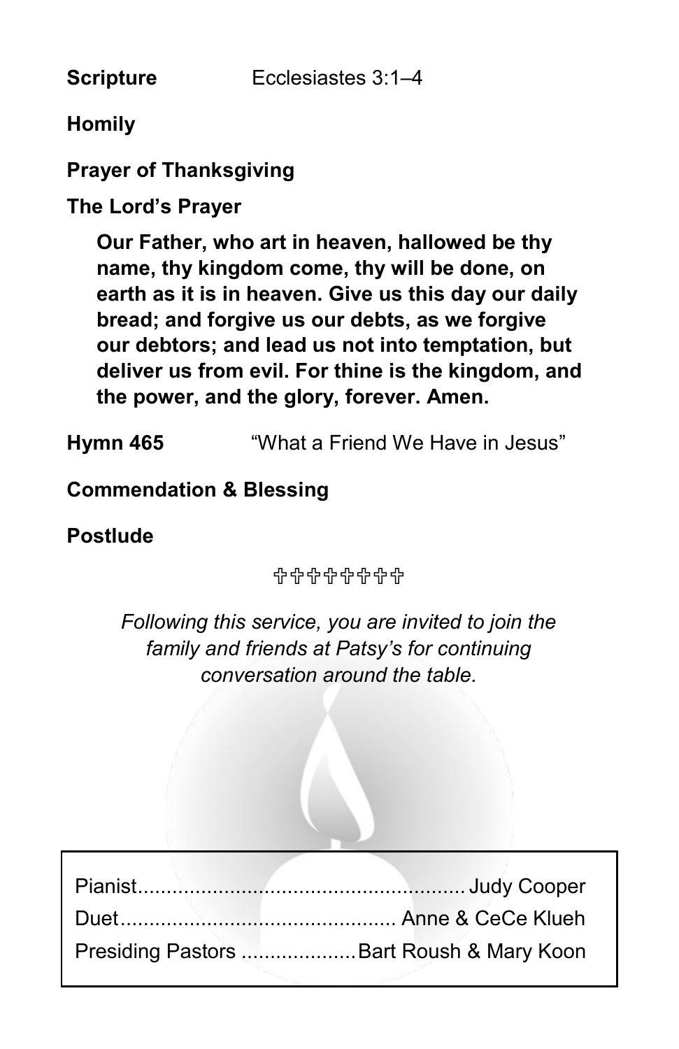**Scripture** Ecclesiastes 3:1–4

**Homily**

**Prayer of Thanksgiving**

**The Lord's Prayer**

> **Our Father, who art in heaven, hallowed be thy name, thy kingdom come, thy will be done, on earth as it is in heaven. Give us this day our daily bread; and forgive us our debts, as we forgive our debtors; and lead us not into temptation, but deliver us from evil. For thine is the kingdom, and the power, and the glory, forever. Amen.**

**Hymn 465** "What a Friend We Have in Jesus"

**Commendation & Blessing**

**Postlude**

✞✞✞✞✞✞✞✞

*Following this service, you are invited to join the family and friends at Patsy's for continuing conversation around the table.*

Pianist........................................................ Judy Cooper

Duet................................................ Anne & CeCe Klueh

Presiding Pastors .................... Bart Roush & Mary Koon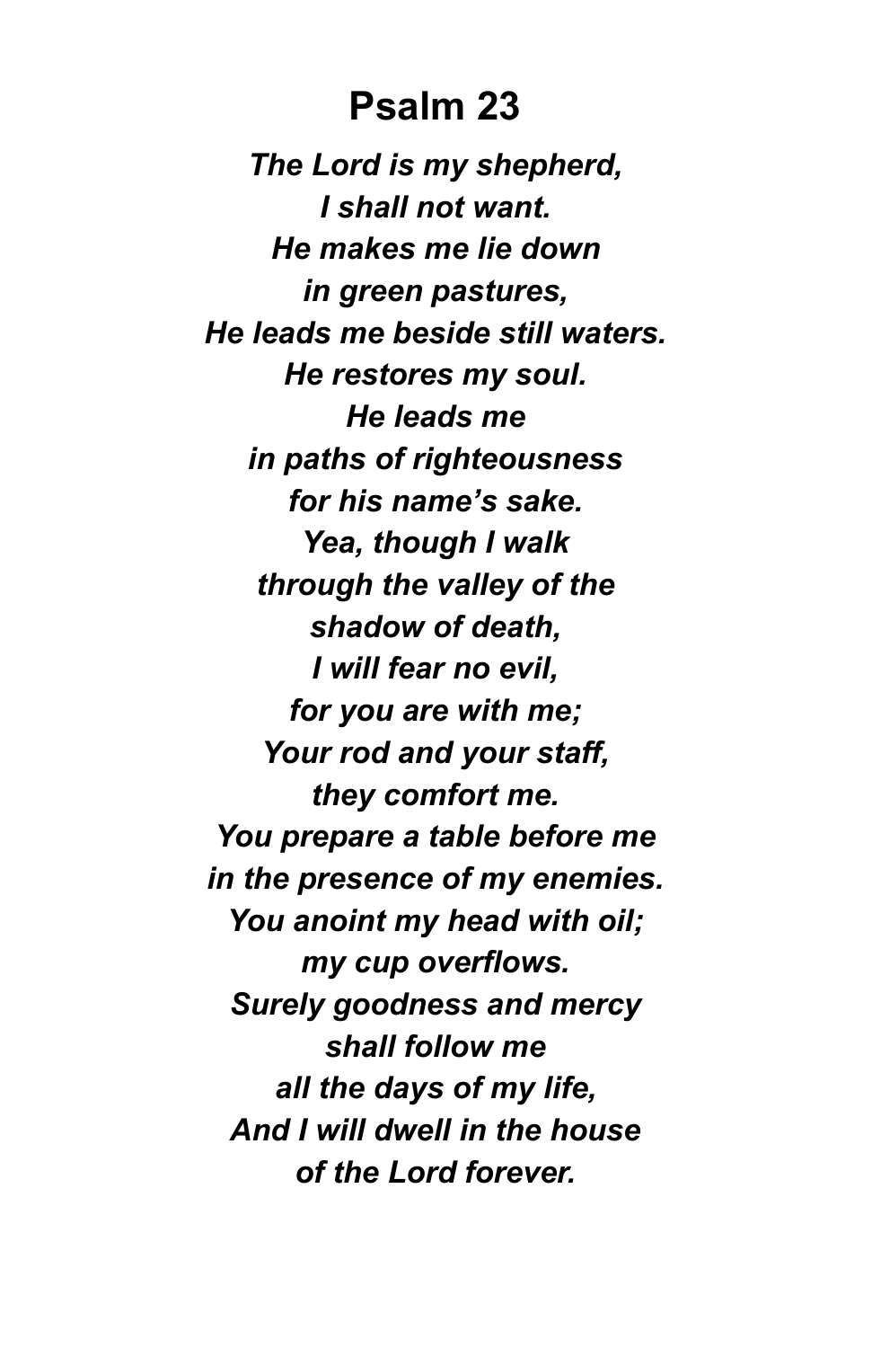# Psalm 23

***The Lord is my shepherd,***
***I shall not want.***
***He makes me lie down***
***in green pastures,***
***He leads me beside still waters.***
***He restores my soul.***
***He leads me***
***in paths of righteousness***
***for his name's sake.***
***Yea, though I walk***
***through the valley of the***
***shadow of death,***
***I will fear no evil,***
***for you are with me;***
***Your rod and your staff,***
***they comfort me.***
***You prepare a table before me***
***in the presence of my enemies.***
***You anoint my head with oil;***
***my cup overflows.***
***Surely goodness and mercy***
***shall follow me***
***all the days of my life,***
***And I will dwell in the house***
***of the Lord forever.***